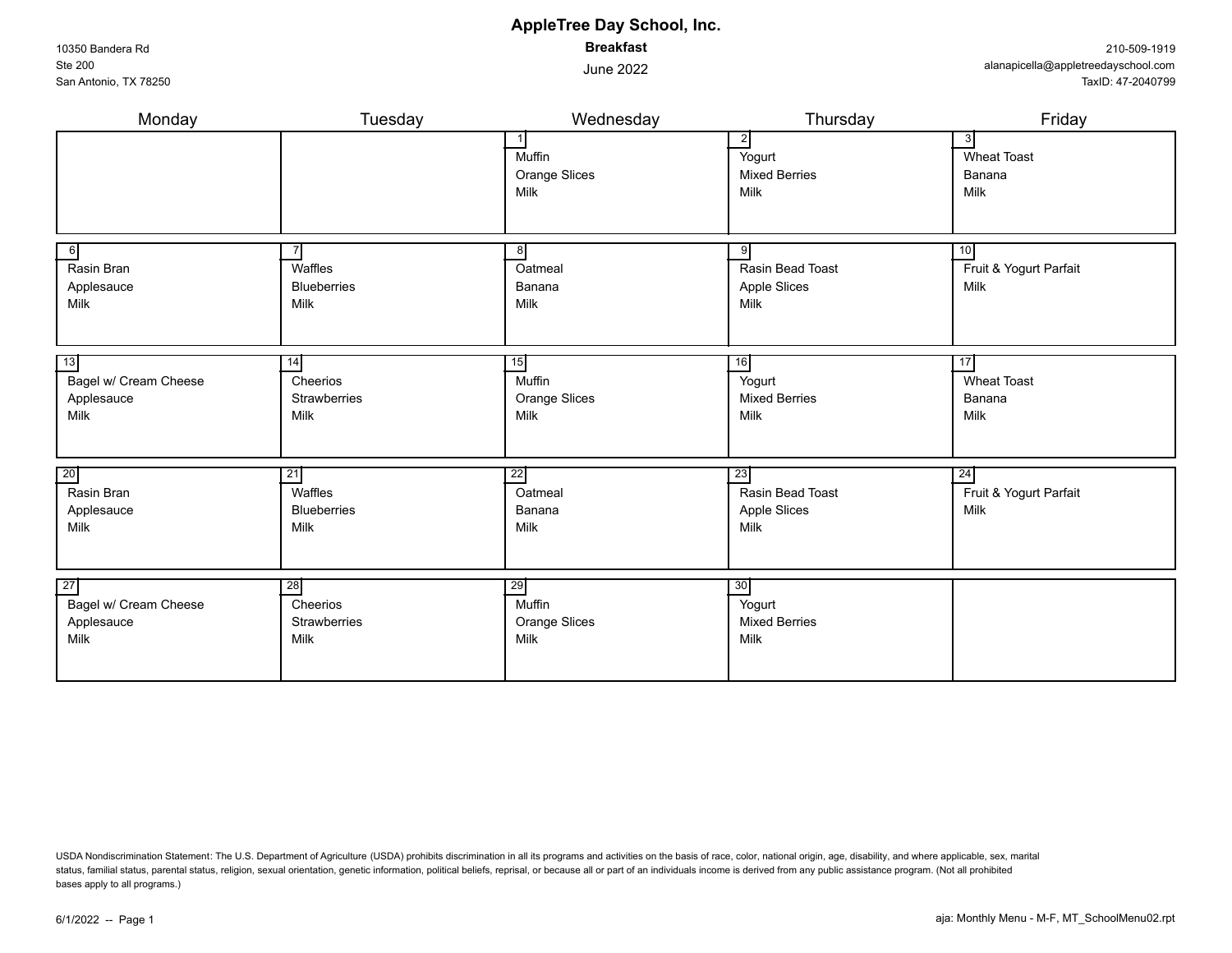# AppleTree Day School, Inc.

**Breakfast**

June 2022

10350 Bandera Rd
Ste 200
San Antonio, TX 78250

210-509-1919
alanapicella@appletreedayschool.com
TaxID: 47-2040799

| Monday | Tuesday | Wednesday | Thursday | Friday |
| --- | --- | --- | --- | --- |
| | | 1<br>Muffin<br>Orange Slices<br>Milk | 2<br>Yogurt<br>Mixed Berries<br>Milk | 3<br>Wheat Toast<br>Banana<br>Milk |
| 6<br>Rasin Bran<br>Applesauce<br>Milk | 7<br>Waffles<br>Blueberries<br>Milk | 8<br>Oatmeal<br>Banana<br>Milk | 9<br>Rasin Bead Toast<br>Apple Slices<br>Milk | 10<br>Fruit & Yogurt Parfait<br>Milk |
| 13<br>Bagel w/ Cream Cheese<br>Applesauce<br>Milk | 14<br>Cheerios<br>Strawberries<br>Milk | 15<br>Muffin<br>Orange Slices<br>Milk | 16<br>Yogurt<br>Mixed Berries<br>Milk | 17<br>Wheat Toast<br>Banana<br>Milk |
| 20<br>Rasin Bran<br>Applesauce<br>Milk | 21<br>Waffles<br>Blueberries<br>Milk | 22<br>Oatmeal<br>Banana<br>Milk | 23<br>Rasin Bead Toast<br>Apple Slices<br>Milk | 24<br>Fruit & Yogurt Parfait<br>Milk |
| 27<br>Bagel w/ Cream Cheese<br>Applesauce<br>Milk | 28<br>Cheerios<br>Strawberries<br>Milk | 29<br>Muffin<br>Orange Slices<br>Milk | 30<br>Yogurt<br>Mixed Berries<br>Milk | |

USDA Nondiscrimination Statement: The U.S. Department of Agriculture (USDA) prohibits discrimination in all its programs and activities on the basis of race, color, national origin, age, disability, and where applicable, sex, marital status, familial status, parental status, religion, sexual orientation, genetic information, political beliefs, reprisal, or because all or part of an individuals income is derived from any public assistance program. (Not all prohibited bases apply to all programs.)

6/1/2022 -- Page 1

aja: Monthly Menu - M-F, MT_SchoolMenu02.rpt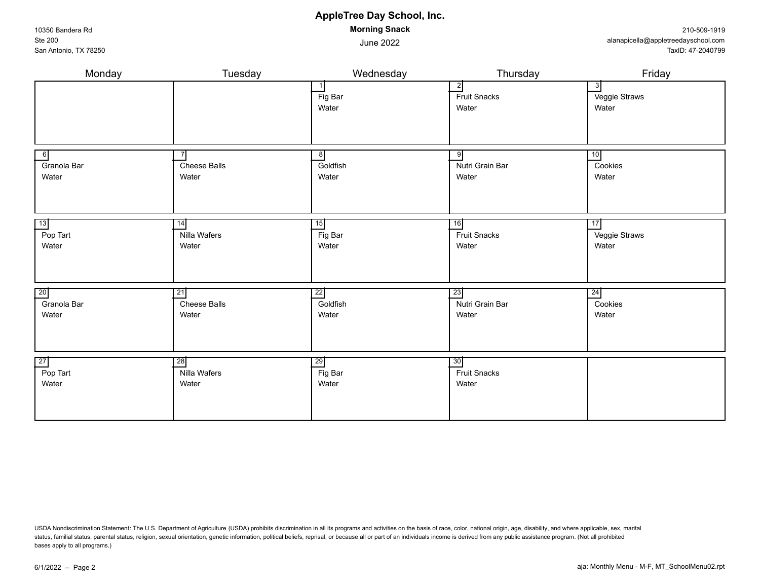# AppleTree Day School, Inc.

10350 Bandera Rd
Ste 200
San Antonio, TX 78250

210-509-1919
alanapicella@appletreedayschool.com
TaxID: 47-2040799

**Morning Snack**

June 2022

| Monday | Tuesday | Wednesday | Thursday | Friday |
| --- | --- | --- | --- | --- |
| | | 1<br>Fig Bar<br>Water | 2<br>Fruit Snacks<br>Water | 3<br>Veggie Straws<br>Water |
| 6<br>Granola Bar<br>Water | 7<br>Cheese Balls<br>Water | 8<br>Goldfish<br>Water | 9<br>Nutri Grain Bar<br>Water | 10<br>Cookies<br>Water |
| 13<br>Pop Tart<br>Water | 14<br>Nilla Wafers<br>Water | 15<br>Fig Bar<br>Water | 16<br>Fruit Snacks<br>Water | 17<br>Veggie Straws<br>Water |
| 20<br>Granola Bar<br>Water | 21<br>Cheese Balls<br>Water | 22<br>Goldfish<br>Water | 23<br>Nutri Grain Bar<br>Water | 24<br>Cookies<br>Water |
| 27<br>Pop Tart<br>Water | 28<br>Nilla Wafers<br>Water | 29<br>Fig Bar<br>Water | 30<br>Fruit Snacks<br>Water | |

USDA Nondiscrimination Statement: The U.S. Department of Agriculture (USDA) prohibits discrimination in all its programs and activities on the basis of race, color, national origin, age, disability, and where applicable, sex, marital status, familial status, parental status, religion, sexual orientation, genetic information, political beliefs, reprisal, or because all or part of an individuals income is derived from any public assistance program. (Not all prohibited bases apply to all programs.)

6/1/2022 -- Page 2

aja: Monthly Menu - M-F, MT_SchoolMenu02.rpt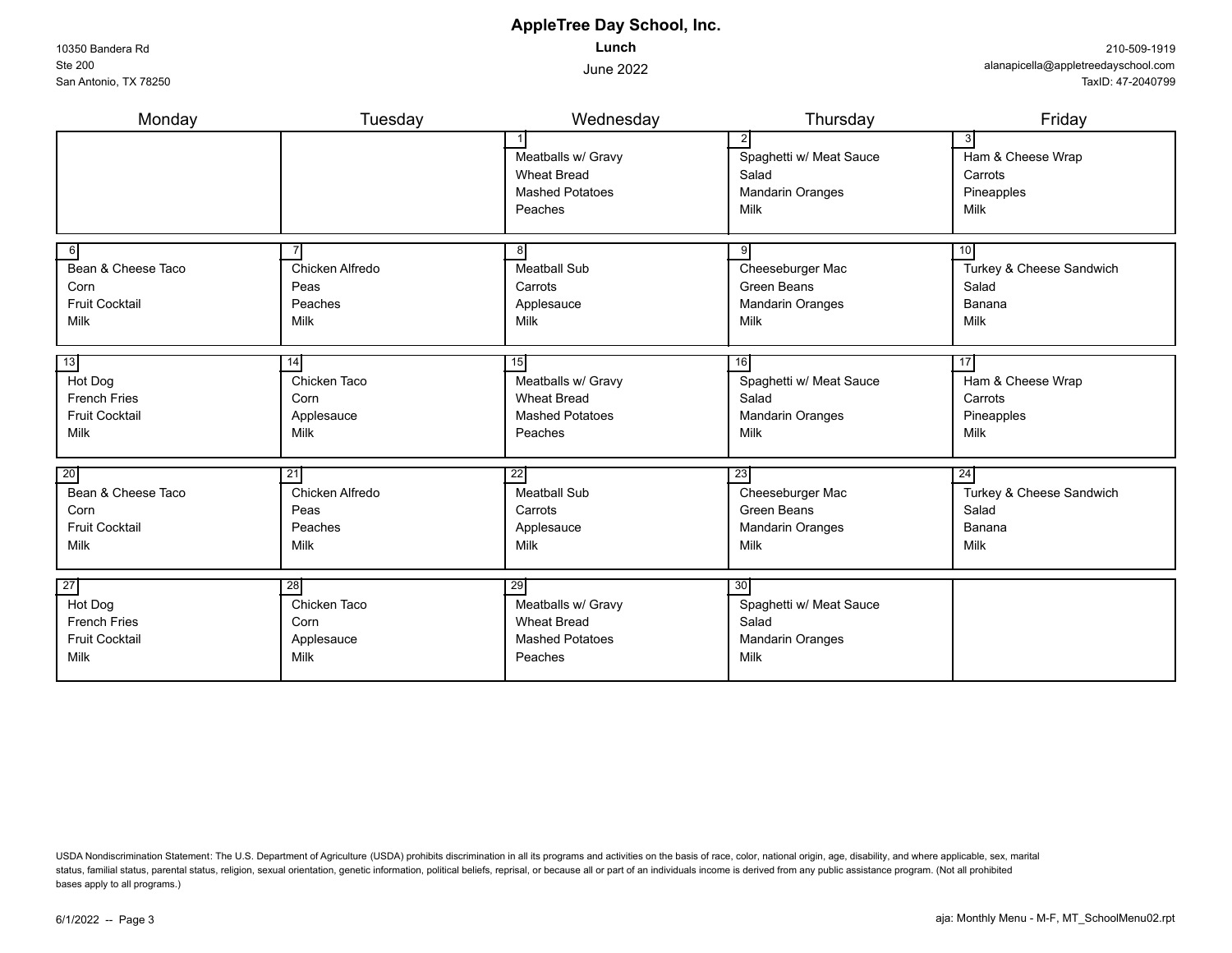# AppleTree Day School, Inc.

**Lunch**

June 2022

10350 Bandera Rd
Ste 200
San Antonio, TX 78250

210-509-1919
alanapicella@appletreedayschool.com
TaxID: 47-2040799

| Monday | Tuesday | Wednesday | Thursday | Friday |
|---|---|---|---|---|
| | | 1<br>Meatballs w/ Gravy<br>Wheat Bread<br>Mashed Potatoes<br>Peaches | 2<br>Spaghetti w/ Meat Sauce<br>Salad<br>Mandarin Oranges<br>Milk | 3<br>Ham & Cheese Wrap<br>Carrots<br>Pineapples<br>Milk |
| 6<br>Bean & Cheese Taco<br>Corn<br>Fruit Cocktail<br>Milk | 7<br>Chicken Alfredo<br>Peas<br>Peaches<br>Milk | 8<br>Meatball Sub<br>Carrots<br>Applesauce<br>Milk | 9<br>Cheeseburger Mac<br>Green Beans<br>Mandarin Oranges<br>Milk | 10<br>Turkey & Cheese Sandwich<br>Salad<br>Banana<br>Milk |
| 13<br>Hot Dog<br>French Fries<br>Fruit Cocktail<br>Milk | 14<br>Chicken Taco<br>Corn<br>Applesauce<br>Milk | 15<br>Meatballs w/ Gravy<br>Wheat Bread<br>Mashed Potatoes<br>Peaches | 16<br>Spaghetti w/ Meat Sauce<br>Salad<br>Mandarin Oranges<br>Milk | 17<br>Ham & Cheese Wrap<br>Carrots<br>Pineapples<br>Milk |
| 20<br>Bean & Cheese Taco<br>Corn<br>Fruit Cocktail<br>Milk | 21<br>Chicken Alfredo<br>Peas<br>Peaches<br>Milk | 22<br>Meatball Sub<br>Carrots<br>Applesauce<br>Milk | 23<br>Cheeseburger Mac<br>Green Beans<br>Mandarin Oranges<br>Milk | 24<br>Turkey & Cheese Sandwich<br>Salad<br>Banana<br>Milk |
| 27<br>Hot Dog<br>French Fries<br>Fruit Cocktail<br>Milk | 28<br>Chicken Taco<br>Corn<br>Applesauce<br>Milk | 29<br>Meatballs w/ Gravy<br>Wheat Bread<br>Mashed Potatoes<br>Peaches | 30<br>Spaghetti w/ Meat Sauce<br>Salad<br>Mandarin Oranges<br>Milk | |

USDA Nondiscrimination Statement: The U.S. Department of Agriculture (USDA) prohibits discrimination in all its programs and activities on the basis of race, color, national origin, age, disability, and where applicable, sex, marital status, familial status, parental status, religion, sexual orientation, genetic information, political beliefs, reprisal, or because all or part of an individuals income is derived from any public assistance program. (Not all prohibited bases apply to all programs.)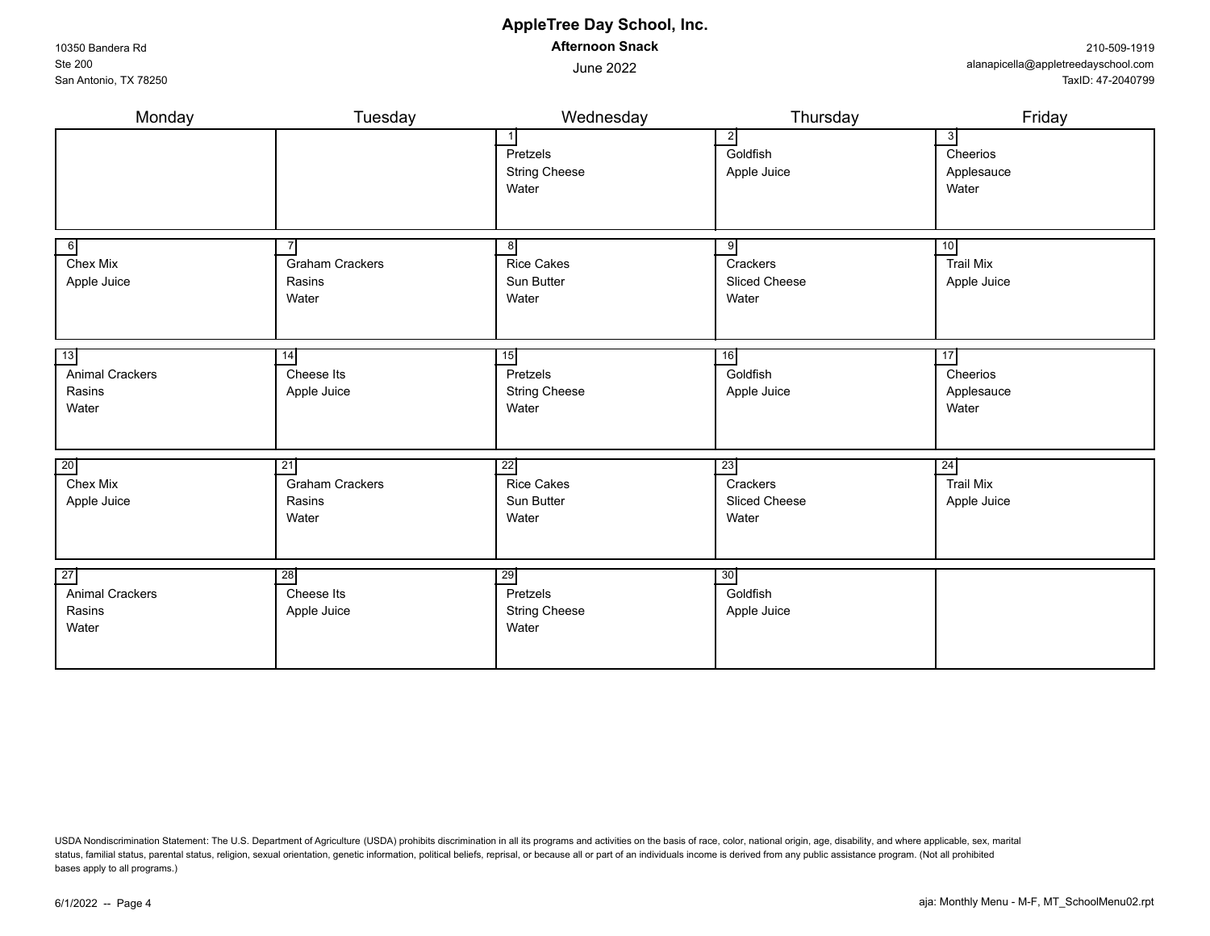# AppleTree Day School, Inc.

**Afternoon Snack**

June 2022

10350 Bandera Rd
Ste 200
San Antonio, TX 78250

210-509-1919
alanapicella@appletreedayschool.com
TaxID: 47-2040799

| Monday | Tuesday | Wednesday | Thursday | Friday |
|---|---|---|---|---|
| | | 1<br>Pretzels<br>String Cheese<br>Water | 2<br>Goldfish<br>Apple Juice | 3<br>Cheerios<br>Applesauce<br>Water |
| 6<br>Chex Mix<br>Apple Juice | 7<br>Graham Crackers<br>Rasins<br>Water | 8<br>Rice Cakes<br>Sun Butter<br>Water | 9<br>Crackers<br>Sliced Cheese<br>Water | 10<br>Trail Mix<br>Apple Juice |
| 13<br>Animal Crackers<br>Rasins<br>Water | 14<br>Cheese Its<br>Apple Juice | 15<br>Pretzels<br>String Cheese<br>Water | 16<br>Goldfish<br>Apple Juice | 17<br>Cheerios<br>Applesauce<br>Water |
| 20<br>Chex Mix<br>Apple Juice | 21<br>Graham Crackers<br>Rasins<br>Water | 22<br>Rice Cakes<br>Sun Butter<br>Water | 23<br>Crackers<br>Sliced Cheese<br>Water | 24<br>Trail Mix<br>Apple Juice |
| 27<br>Animal Crackers<br>Rasins<br>Water | 28<br>Cheese Its<br>Apple Juice | 29<br>Pretzels<br>String Cheese<br>Water | 30<br>Goldfish<br>Apple Juice | |

USDA Nondiscrimination Statement: The U.S. Department of Agriculture (USDA) prohibits discrimination in all its programs and activities on the basis of race, color, national origin, age, disability, and where applicable, sex, marital status, familial status, parental status, religion, sexual orientation, genetic information, political beliefs, reprisal, or because all or part of an individuals income is derived from any public assistance program. (Not all prohibited bases apply to all programs.)

6/1/2022 -- Page 4

aja: Monthly Menu - M-F, MT_SchoolMenu02.rpt